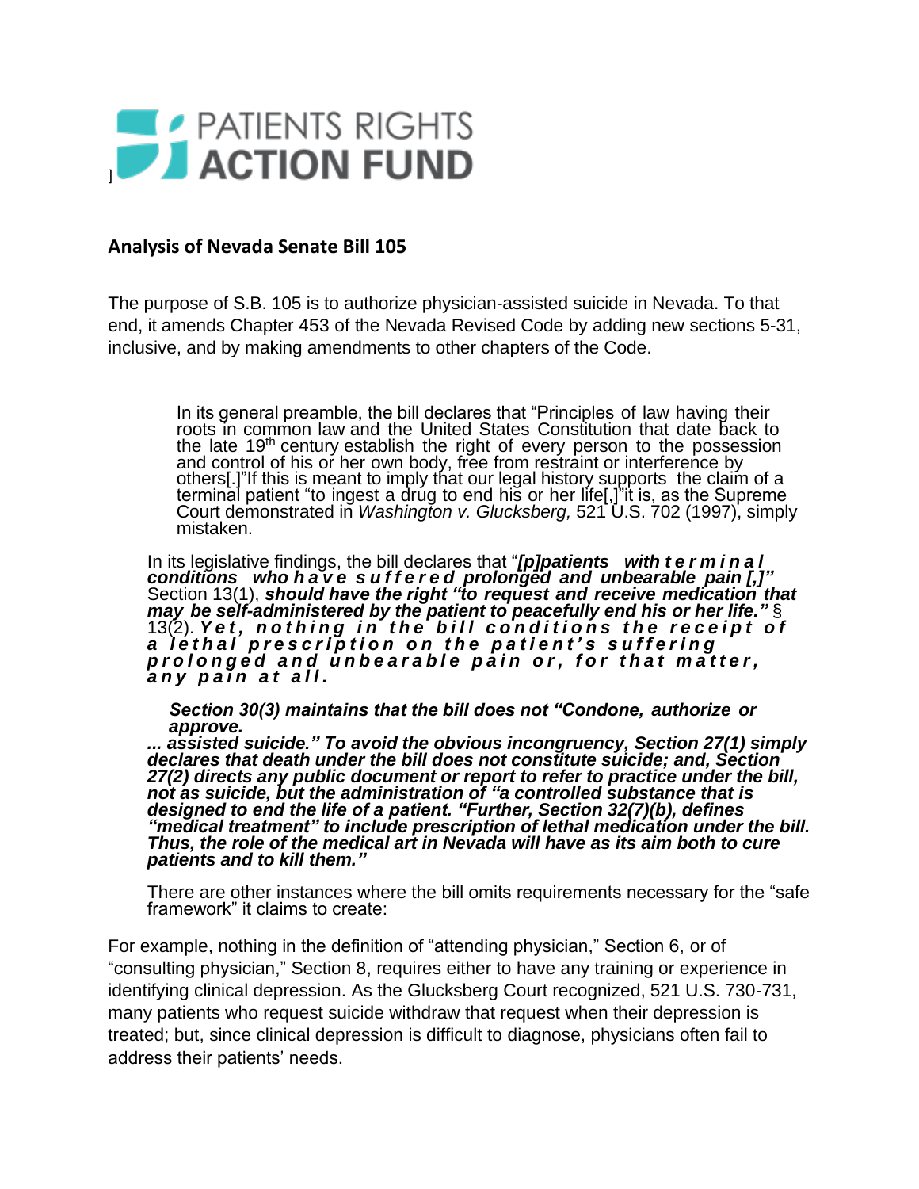# PATIENTS RIGHTS ACTION FUND

## Analysis of Nevada Senate Bill 105

The purpose of S.B. 105 is to authorize physician-assisted suicide in Nevada. To that end, it amends Chapter 453 of the Nevada Revised Code by adding new sections 5-31, inclusive, and by making amendments to other chapters of the Code.

In its general preamble, the bill declares that "Principles of law having their roots in common law and the United States Constitution that date back to the late 19th century establish the right of every person to the possession and control of his or her own body, free from restraint or interference by others[.]"If this is meant to imply that our legal history supports the claim of a terminal patient "to ingest a drug to end his or her life[,]"it is, as the Supreme Court demonstrated in *Washington v. Glucksberg,* 521 U.S. 702 (1997), simply mistaken.

In its legislative findings, the bill declares that "***[p]patients with terminal conditions who have suffered prolonged and unbearable pain [,]"*** Section 13(1), ***should have the right "to request and receive medication that may be self-administered by the patient to peacefully end his or her life."*** § 13(2). ***Yet, nothing in the bill conditions the receipt of a lethal prescription on the patient's suffering prolonged and unbearable pain or, for that matter, any pain at all.***

***Section 30(3) maintains that the bill does not "Condone, authorize or approve.***
***... assisted suicide." To avoid the obvious incongruency, Section 27(1) simply declares that death under the bill does not constitute suicide; and, Section 27(2) directs any public document or report to refer to practice under the bill, not as suicide, but the administration of "a controlled substance that is designed to end the life of a patient. "Further, Section 32(7)(b), defines "medical treatment" to include prescription of lethal medication under the bill. Thus, the role of the medical art in Nevada will have as its aim both to cure patients and to kill them."***

There are other instances where the bill omits requirements necessary for the "safe framework" it claims to create:

For example, nothing in the definition of "attending physician," Section 6, or of "consulting physician," Section 8, requires either to have any training or experience in identifying clinical depression. As the Glucksberg Court recognized, 521 U.S. 730-731, many patients who request suicide withdraw that request when their depression is treated; but, since clinical depression is difficult to diagnose, physicians often fail to address their patients' needs.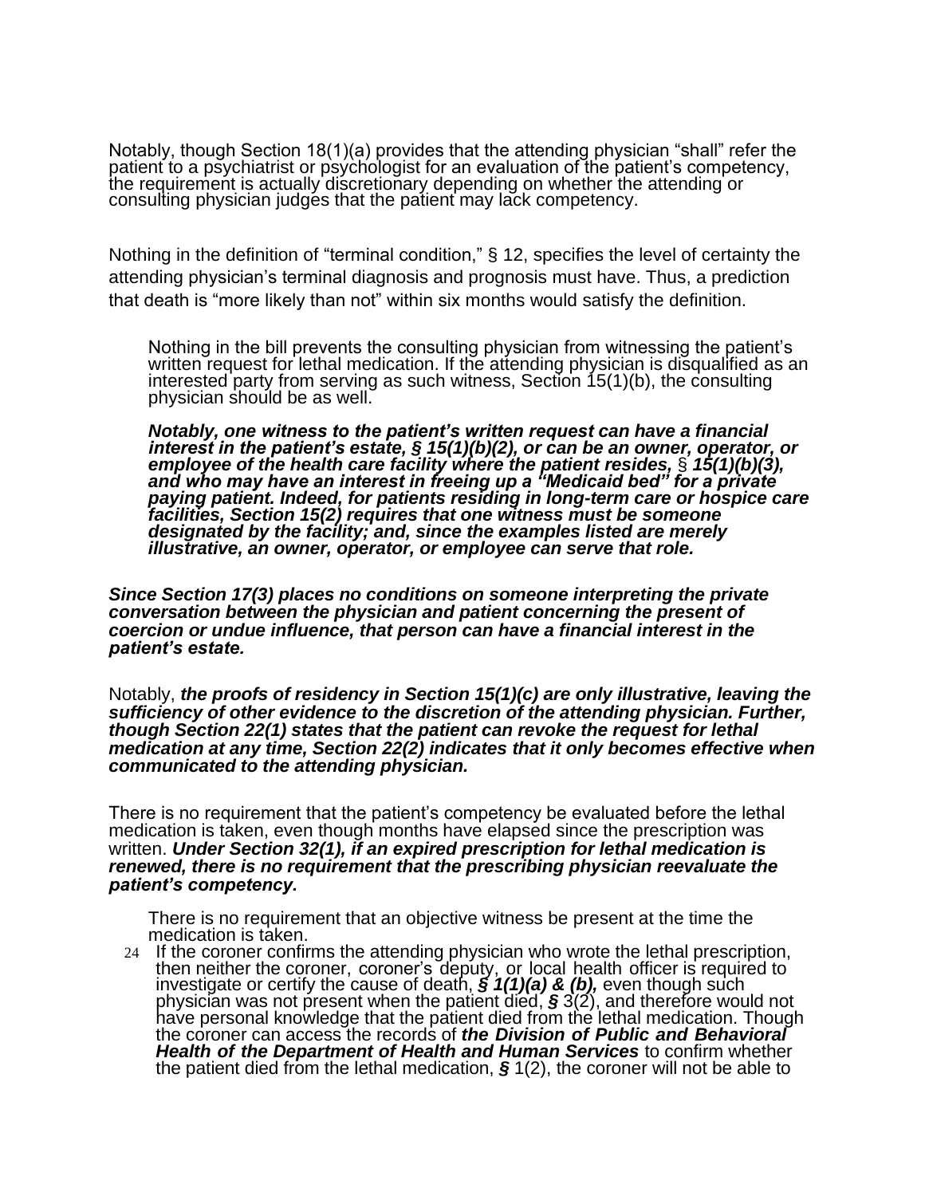Notably, though Section 18(1)(a) provides that the attending physician "shall" refer the patient to a psychiatrist or psychologist for an evaluation of the patient's competency, the requirement is actually discretionary depending on whether the attending or consulting physician judges that the patient may lack competency.

Nothing in the definition of "terminal condition," § 12, specifies the level of certainty the attending physician's terminal diagnosis and prognosis must have. Thus, a prediction that death is "more likely than not" within six months would satisfy the definition.

Nothing in the bill prevents the consulting physician from witnessing the patient's written request for lethal medication. If the attending physician is disqualified as an interested party from serving as such witness, Section 15(1)(b), the consulting physician should be as well.

***Notably, one witness to the patient's written request can have a financial interest in the patient's estate, § 15(1)(b)(2), or can be an owner, operator, or employee of the health care facility where the patient resides,*** § ***15(1)(b)(3), and who may have an interest in freeing up a "Medicaid bed" for a private paying patient. Indeed, for patients residing in long-term care or hospice care facilities, Section 15(2) requires that one witness must be someone designated by the facility; and, since the examples listed are merely illustrative, an owner, operator, or employee can serve that role.***

***Since Section 17(3) places no conditions on someone interpreting the private conversation between the physician and patient concerning the present of coercion or undue influence, that person can have a financial interest in the patient's estate.***

Notably, ***the proofs of residency in Section 15(1)(c) are only illustrative, leaving the sufficiency of other evidence to the discretion of the attending physician. Further, though Section 22(1) states that the patient can revoke the request for lethal medication at any time, Section 22(2) indicates that it only becomes effective when communicated to the attending physician.***

There is no requirement that the patient's competency be evaluated before the lethal medication is taken, even though months have elapsed since the prescription was written. ***Under Section 32(1), if an expired prescription for lethal medication is renewed, there is no requirement that the prescribing physician reevaluate the patient's competency.***

There is no requirement that an objective witness be present at the time the medication is taken.

24 If the coroner confirms the attending physician who wrote the lethal prescription, then neither the coroner, coroner's deputy, or local health officer is required to investigate or certify the cause of death, ***§ 1(1)(a) & (b),*** even though such physician was not present when the patient died, ***§*** 3(2), and therefore would not have personal knowledge that the patient died from the lethal medication. Though the coroner can access the records of ***the Division of Public and Behavioral Health of the Department of Health and Human Services*** to confirm whether the patient died from the lethal medication, ***§*** 1(2), the coroner will not be able to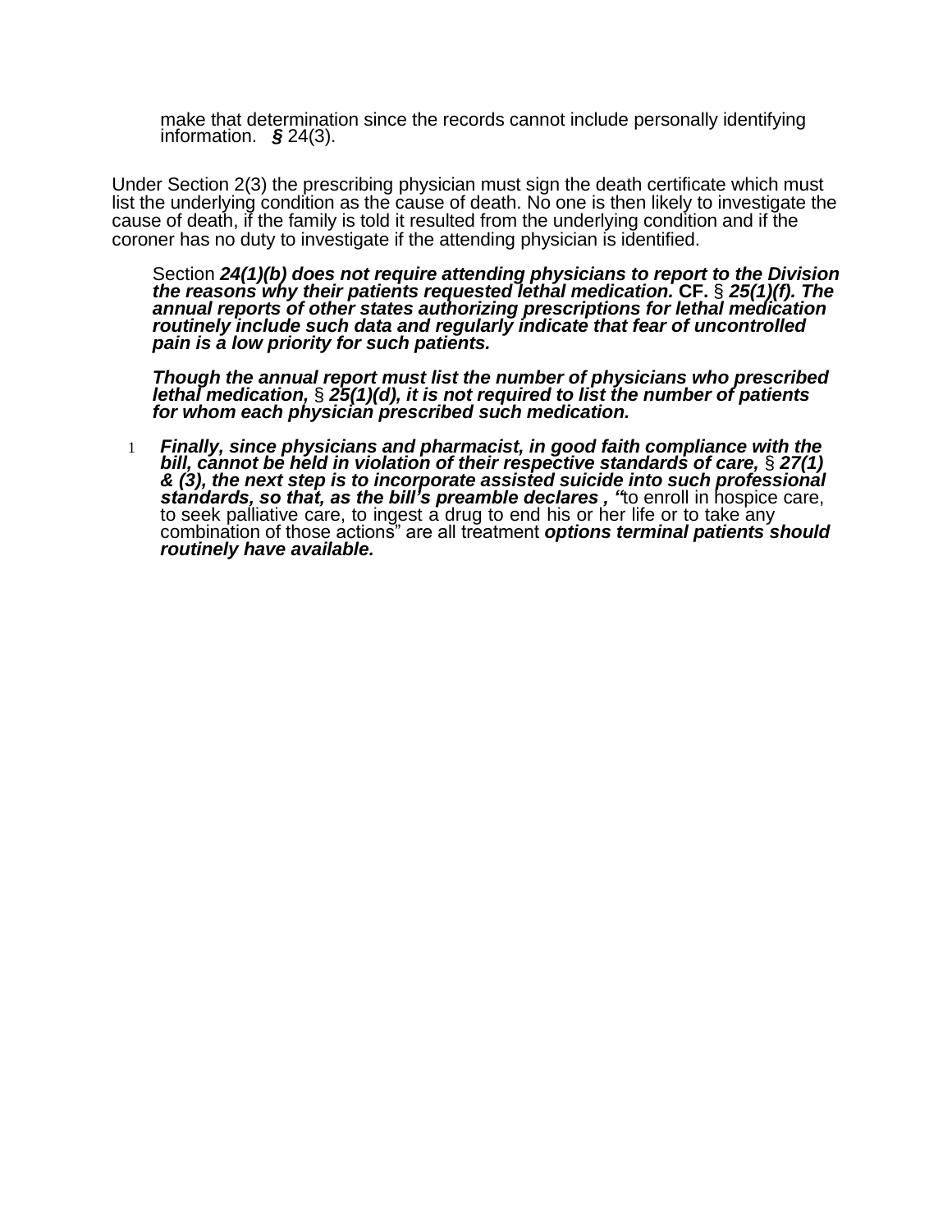make that determination since the records cannot include personally identifying information. ***§*** 24(3).

Under Section 2(3) the prescribing physician must sign the death certificate which must list the underlying condition as the cause of death. No one is then likely to investigate the cause of death, if the family is told it resulted from the underlying condition and if the coroner has no duty to investigate if the attending physician is identified.

Section ***24(1)(b) does not require attending physicians to report to the Division the reasons why their patients requested lethal medication.*** **CF.** § ***25(1)(f). The annual reports of other states authorizing prescriptions for lethal medication routinely include such data and regularly indicate that fear of uncontrolled pain is a low priority for such patients.***

***Though the annual report must list the number of physicians who prescribed lethal medication,*** § ***25(1)(d), it is not required to list the number of patients for whom each physician prescribed such medication.***

1. ***Finally, since physicians and pharmacist, in good faith compliance with the bill, cannot be held in violation of their respective standards of care,*** § ***27(1) & (3), the next step is to incorporate assisted suicide into such professional standards, so that, as the bill's preamble declares , "***to enroll in hospice care, to seek palliative care, to ingest a drug to end his or her life or to take any combination of those actions" are all treatment ***options terminal patients should routinely have available.***